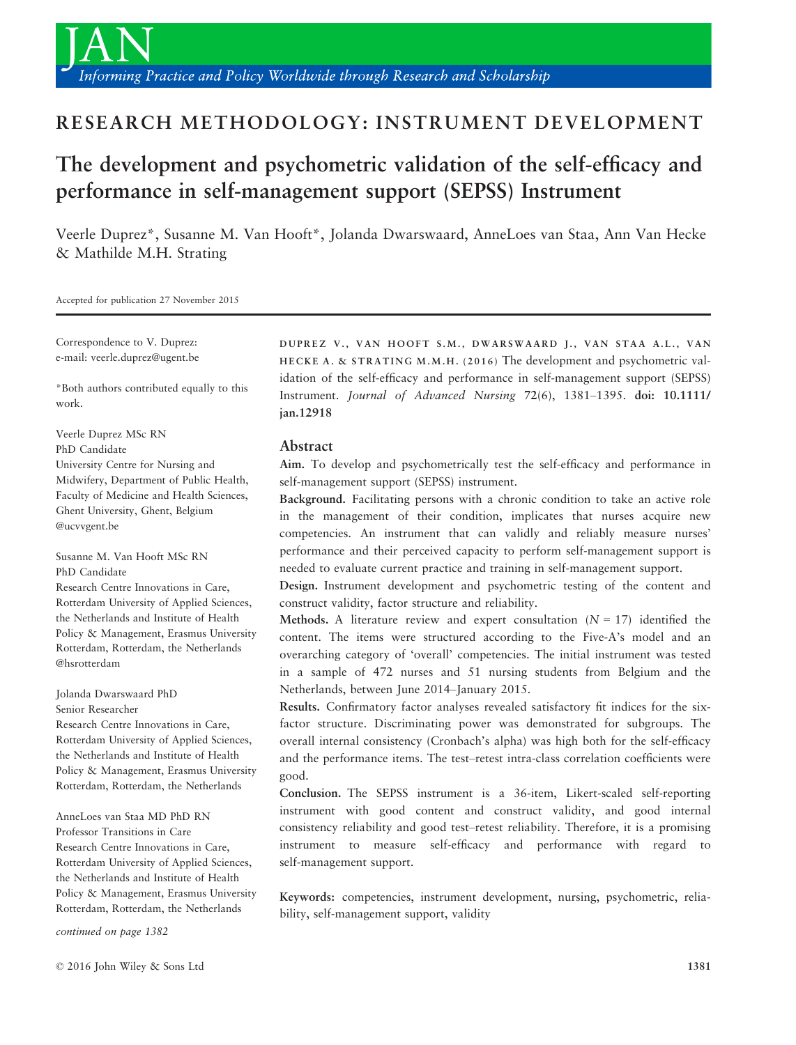## RESEARCH METHODOLOGY: INSTRUMENT DEVELOPMENT

# The development and psychometric validation of the self-efficacy and performance in self-management support (SEPSS) Instrument

Veerle Duprez*, Susanne M. Van Hooft*, Jolanda Dwarswaard, AnneLoes van Staa, Ann Van Hecke & Mathilde M.H. Strating

Accepted for publication 27 November 2015

Correspondence to V. Duprez:
e-mail: veerle.duprez@ugent.be

*Both authors contributed equally to this work.

Veerle Duprez MSc RN
PhD Candidate
University Centre for Nursing and Midwifery, Department of Public Health, Faculty of Medicine and Health Sciences, Ghent University, Ghent, Belgium
@ucvvgent.be

Susanne M. Van Hooft MSc RN
PhD Candidate
Research Centre Innovations in Care, Rotterdam University of Applied Sciences, the Netherlands and Institute of Health Policy & Management, Erasmus University Rotterdam, Rotterdam, the Netherlands
@hsrotterdam

Jolanda Dwarswaard PhD
Senior Researcher
Research Centre Innovations in Care, Rotterdam University of Applied Sciences, the Netherlands and Institute of Health Policy & Management, Erasmus University Rotterdam, Rotterdam, the Netherlands

AnneLoes van Staa MD PhD RN
Professor Transitions in Care
Research Centre Innovations in Care, Rotterdam University of Applied Sciences, the Netherlands and Institute of Health Policy & Management, Erasmus University Rotterdam, Rotterdam, the Netherlands

*continued on page 1382*

DUPREZ V., VAN HOOFT S.M., DWARSWAARD J., VAN STAA A.L., VAN HECKE A. & STRATING M.M.H. (2016) The development and psychometric validation of the self-efficacy and performance in self-management support (SEPSS) Instrument. *Journal of Advanced Nursing* 72(6), 1381–1395. **doi: 10.1111/jan.12918**

## Abstract

**Aim.** To develop and psychometrically test the self-efficacy and performance in self-management support (SEPSS) instrument.

**Background.** Facilitating persons with a chronic condition to take an active role in the management of their condition, implicates that nurses acquire new competencies. An instrument that can validly and reliably measure nurses' performance and their perceived capacity to perform self-management support is needed to evaluate current practice and training in self-management support.

**Design.** Instrument development and psychometric testing of the content and construct validity, factor structure and reliability.

**Methods.** A literature review and expert consultation ($N = 17$) identified the content. The items were structured according to the Five-A's model and an overarching category of 'overall' competencies. The initial instrument was tested in a sample of 472 nurses and 51 nursing students from Belgium and the Netherlands, between June 2014–January 2015.

**Results.** Confirmatory factor analyses revealed satisfactory fit indices for the six-factor structure. Discriminating power was demonstrated for subgroups. The overall internal consistency (Cronbach's alpha) was high both for the self-efficacy and the performance items. The test–retest intra-class correlation coefficients were good.

**Conclusion.** The SEPSS instrument is a 36-item, Likert-scaled self-reporting instrument with good content and construct validity, and good internal consistency reliability and good test–retest reliability. Therefore, it is a promising instrument to measure self-efficacy and performance with regard to self-management support.

**Keywords:** competencies, instrument development, nursing, psychometric, reliability, self-management support, validity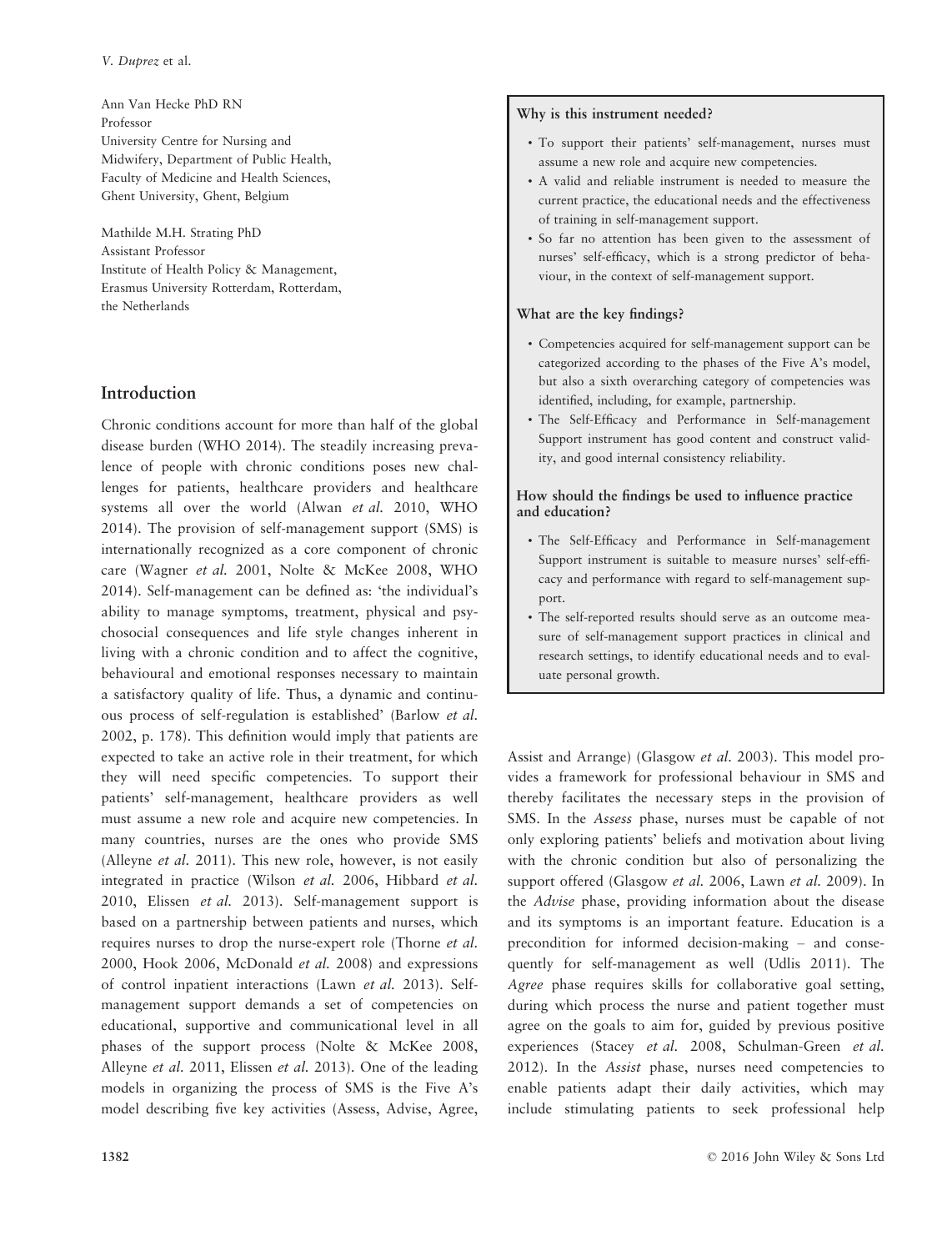Ann Van Hecke PhD RN
Professor
University Centre for Nursing and Midwifery, Department of Public Health, Faculty of Medicine and Health Sciences, Ghent University, Ghent, Belgium

Mathilde M.H. Strating PhD
Assistant Professor
Institute of Health Policy & Management, Erasmus University Rotterdam, Rotterdam, the Netherlands

**Why is this instrument needed?**

- To support their patients' self-management, nurses must assume a new role and acquire new competencies.
- A valid and reliable instrument is needed to measure the current practice, the educational needs and the effectiveness of training in self-management support.
- So far no attention has been given to the assessment of nurses' self-efficacy, which is a strong predictor of behaviour, in the context of self-management support.

**What are the key findings?**

- Competencies acquired for self-management support can be categorized according to the phases of the Five A's model, but also a sixth overarching category of competencies was identified, including, for example, partnership.
- The Self-Efficacy and Performance in Self-management Support instrument has good content and construct validity, and good internal consistency reliability.

**How should the findings be used to influence practice and education?**

- The Self-Efficacy and Performance in Self-management Support instrument is suitable to measure nurses' self-efficacy and performance with regard to self-management support.
- The self-reported results should serve as an outcome measure of self-management support practices in clinical and research settings, to identify educational needs and to evaluate personal growth.

## Introduction

Chronic conditions account for more than half of the global disease burden (WHO 2014). The steadily increasing prevalence of people with chronic conditions poses new challenges for patients, healthcare providers and healthcare systems all over the world (Alwan *et al.* 2010, WHO 2014). The provision of self-management support (SMS) is internationally recognized as a core component of chronic care (Wagner *et al.* 2001, Nolte & McKee 2008, WHO 2014). Self-management can be defined as: 'the individual's ability to manage symptoms, treatment, physical and psychosocial consequences and life style changes inherent in living with a chronic condition and to affect the cognitive, behavioural and emotional responses necessary to maintain a satisfactory quality of life. Thus, a dynamic and continuous process of self-regulation is established' (Barlow *et al.* 2002, p. 178). This definition would imply that patients are expected to take an active role in their treatment, for which they will need specific competencies. To support their patients' self-management, healthcare providers as well must assume a new role and acquire new competencies. In many countries, nurses are the ones who provide SMS (Alleyne *et al.* 2011). This new role, however, is not easily integrated in practice (Wilson *et al.* 2006, Hibbard *et al.* 2010, Elissen *et al.* 2013). Self-management support is based on a partnership between patients and nurses, which requires nurses to drop the nurse-expert role (Thorne *et al.* 2000, Hook 2006, McDonald *et al.* 2008) and expressions of control inpatient interactions (Lawn *et al.* 2013). Self-management support demands a set of competencies on educational, supportive and communicational level in all phases of the support process (Nolte & McKee 2008, Alleyne *et al.* 2011, Elissen *et al.* 2013). One of the leading models in organizing the process of SMS is the Five A's model describing five key activities (Assess, Advise, Agree, Assist and Arrange) (Glasgow *et al.* 2003). This model provides a framework for professional behaviour in SMS and thereby facilitates the necessary steps in the provision of SMS. In the *Assess* phase, nurses must be capable of not only exploring patients' beliefs and motivation about living with the chronic condition but also of personalizing the support offered (Glasgow *et al.* 2006, Lawn *et al.* 2009). In the *Advise* phase, providing information about the disease and its symptoms is an important feature. Education is a precondition for informed decision-making – and consequently for self-management as well (Udlis 2011). The *Agree* phase requires skills for collaborative goal setting, during which process the nurse and patient together must agree on the goals to aim for, guided by previous positive experiences (Stacey *et al.* 2008, Schulman-Green *et al.* 2012). In the *Assist* phase, nurses need competencies to enable patients adapt their daily activities, which may include stimulating patients to seek professional help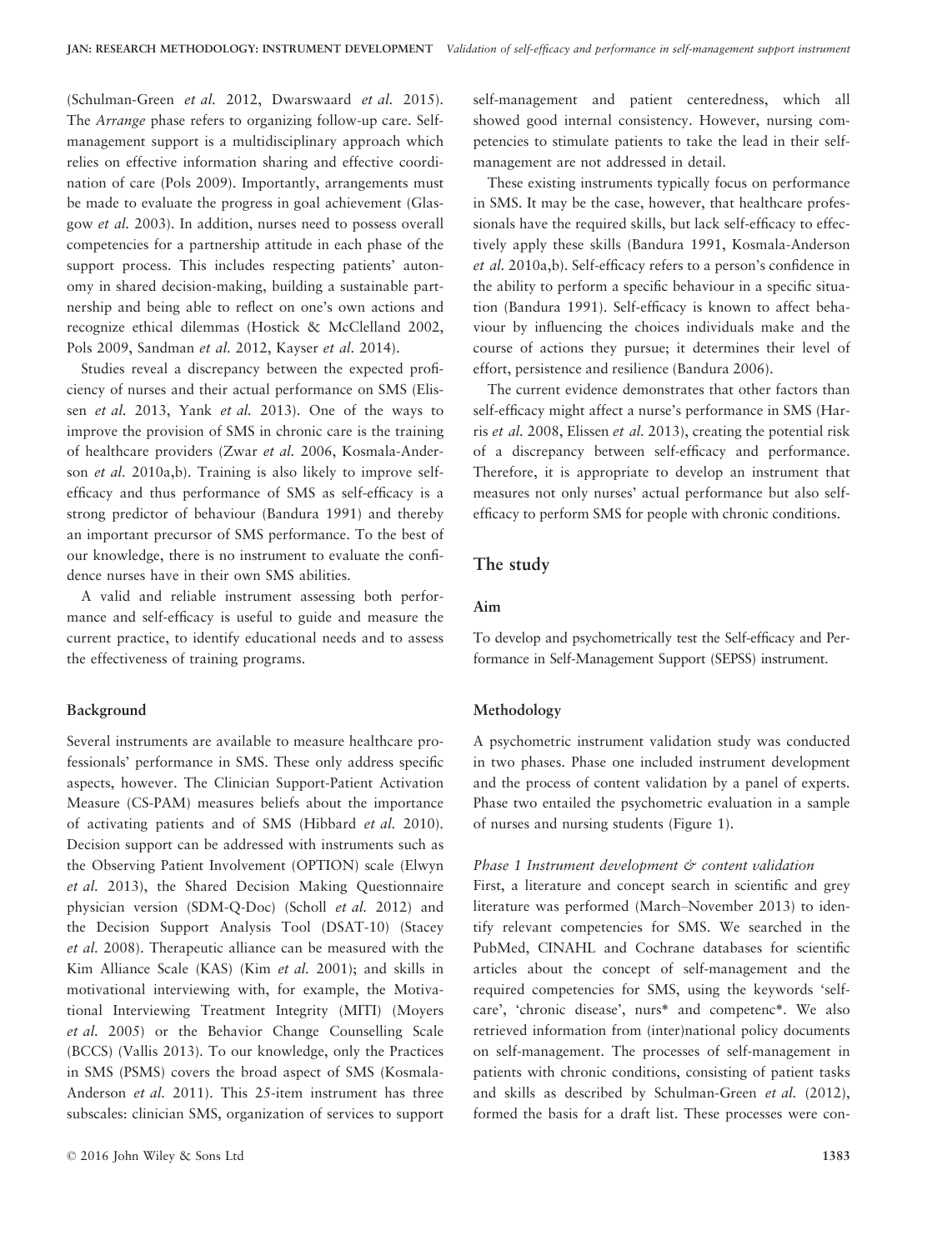(Schulman-Green *et al.* 2012, Dwarswaard *et al.* 2015). The *Arrange* phase refers to organizing follow-up care. Self-management support is a multidisciplinary approach which relies on effective information sharing and effective coordination of care (Pols 2009). Importantly, arrangements must be made to evaluate the progress in goal achievement (Glasgow *et al.* 2003). In addition, nurses need to possess overall competencies for a partnership attitude in each phase of the support process. This includes respecting patients' autonomy in shared decision-making, building a sustainable partnership and being able to reflect on one's own actions and recognize ethical dilemmas (Hostick & McClelland 2002, Pols 2009, Sandman *et al.* 2012, Kayser *et al.* 2014).

Studies reveal a discrepancy between the expected proficiency of nurses and their actual performance on SMS (Elissen *et al.* 2013, Yank *et al.* 2013). One of the ways to improve the provision of SMS in chronic care is the training of healthcare providers (Zwar *et al.* 2006, Kosmala-Anderson *et al.* 2010a,b). Training is also likely to improve self-efficacy and thus performance of SMS as self-efficacy is a strong predictor of behaviour (Bandura 1991) and thereby an important precursor of SMS performance. To the best of our knowledge, there is no instrument to evaluate the confidence nurses have in their own SMS abilities.

A valid and reliable instrument assessing both performance and self-efficacy is useful to guide and measure the current practice, to identify educational needs and to assess the effectiveness of training programs.

### Background

Several instruments are available to measure healthcare professionals' performance in SMS. These only address specific aspects, however. The Clinician Support-Patient Activation Measure (CS-PAM) measures beliefs about the importance of activating patients and of SMS (Hibbard *et al.* 2010). Decision support can be addressed with instruments such as the Observing Patient Involvement (OPTION) scale (Elwyn *et al.* 2013), the Shared Decision Making Questionnaire physician version (SDM-Q-Doc) (Scholl *et al.* 2012) and the Decision Support Analysis Tool (DSAT-10) (Stacey *et al.* 2008). Therapeutic alliance can be measured with the Kim Alliance Scale (KAS) (Kim *et al.* 2001); and skills in motivational interviewing with, for example, the Motivational Interviewing Treatment Integrity (MITI) (Moyers *et al.* 2005) or the Behavior Change Counselling Scale (BCCS) (Vallis 2013). To our knowledge, only the Practices in SMS (PSMS) covers the broad aspect of SMS (Kosmala-Anderson *et al.* 2011). This 25-item instrument has three subscales: clinician SMS, organization of services to support self-management and patient centeredness, which all showed good internal consistency. However, nursing competencies to stimulate patients to take the lead in their self-management are not addressed in detail.

These existing instruments typically focus on performance in SMS. It may be the case, however, that healthcare professionals have the required skills, but lack self-efficacy to effectively apply these skills (Bandura 1991, Kosmala-Anderson *et al.* 2010a,b). Self-efficacy refers to a person's confidence in the ability to perform a specific behaviour in a specific situation (Bandura 1991). Self-efficacy is known to affect behaviour by influencing the choices individuals make and the course of actions they pursue; it determines their level of effort, persistence and resilience (Bandura 2006).

The current evidence demonstrates that other factors than self-efficacy might affect a nurse's performance in SMS (Harris *et al.* 2008, Elissen *et al.* 2013), creating the potential risk of a discrepancy between self-efficacy and performance. Therefore, it is appropriate to develop an instrument that measures not only nurses' actual performance but also self-efficacy to perform SMS for people with chronic conditions.

## The study

### Aim

To develop and psychometrically test the Self-efficacy and Performance in Self-Management Support (SEPSS) instrument.

### Methodology

A psychometric instrument validation study was conducted in two phases. Phase one included instrument development and the process of content validation by a panel of experts. Phase two entailed the psychometric evaluation in a sample of nurses and nursing students (Figure 1).

#### *Phase 1 Instrument development & content validation*

First, a literature and concept search in scientific and grey literature was performed (March–November 2013) to identify relevant competencies for SMS. We searched in the PubMed, CINAHL and Cochrane databases for scientific articles about the concept of self-management and the required competencies for SMS, using the keywords 'self-care', 'chronic disease', nurs* and competenc*. We also retrieved information from (inter)national policy documents on self-management. The processes of self-management in patients with chronic conditions, consisting of patient tasks and skills as described by Schulman-Green *et al.* (2012), formed the basis for a draft list. These processes were con-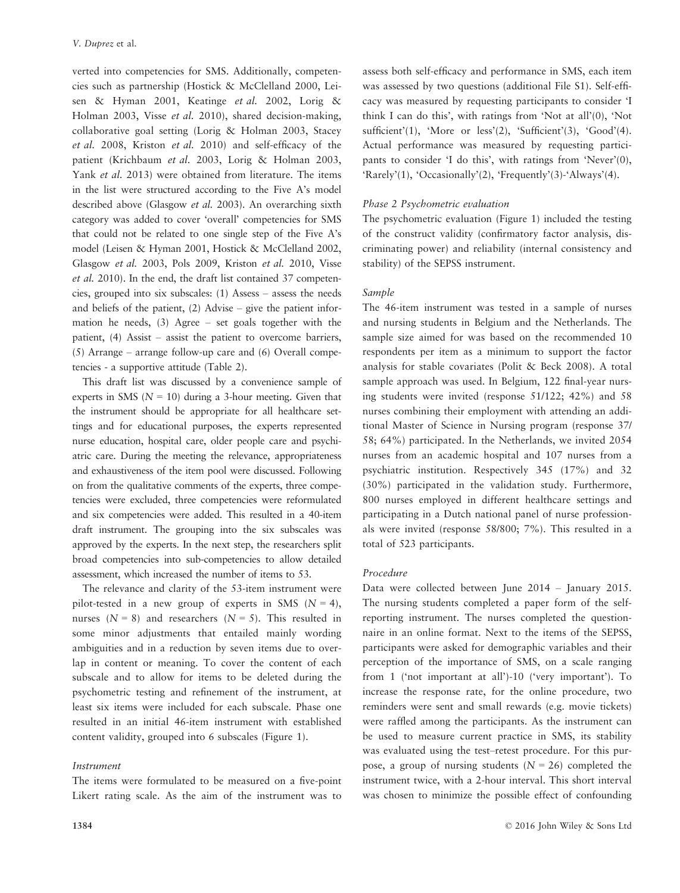verted into competencies for SMS. Additionally, competencies such as partnership (Hostick & McClelland 2000, Leisen & Hyman 2001, Keatinge *et al.* 2002, Lorig & Holman 2003, Visse *et al.* 2010), shared decision-making, collaborative goal setting (Lorig & Holman 2003, Stacey *et al.* 2008, Kriston *et al.* 2010) and self-efficacy of the patient (Krichbaum *et al.* 2003, Lorig & Holman 2003, Yank *et al.* 2013) were obtained from literature. The items in the list were structured according to the Five A's model described above (Glasgow *et al.* 2003). An overarching sixth category was added to cover 'overall' competencies for SMS that could not be related to one single step of the Five A's model (Leisen & Hyman 2001, Hostick & McClelland 2002, Glasgow *et al.* 2003, Pols 2009, Kriston *et al.* 2010, Visse *et al.* 2010). In the end, the draft list contained 37 competencies, grouped into six subscales: (1) Assess – assess the needs and beliefs of the patient, (2) Advise – give the patient information he needs, (3) Agree – set goals together with the patient, (4) Assist – assist the patient to overcome barriers, (5) Arrange – arrange follow-up care and (6) Overall competencies - a supportive attitude (Table 2).

This draft list was discussed by a convenience sample of experts in SMS ($N = 10$) during a 3-hour meeting. Given that the instrument should be appropriate for all healthcare settings and for educational purposes, the experts represented nurse education, hospital care, older people care and psychiatric care. During the meeting the relevance, appropriateness and exhaustiveness of the item pool were discussed. Following on from the qualitative comments of the experts, three competencies were excluded, three competencies were reformulated and six competencies were added. This resulted in a 40-item draft instrument. The grouping into the six subscales was approved by the experts. In the next step, the researchers split broad competencies into sub-competencies to allow detailed assessment, which increased the number of items to 53.

The relevance and clarity of the 53-item instrument were pilot-tested in a new group of experts in SMS ($N = 4$), nurses ($N = 8$) and researchers ($N = 5$). This resulted in some minor adjustments that entailed mainly wording ambiguities and in a reduction by seven items due to overlap in content or meaning. To cover the content of each subscale and to allow for items to be deleted during the psychometric testing and refinement of the instrument, at least six items were included for each subscale. Phase one resulted in an initial 46-item instrument with established content validity, grouped into 6 subscales (Figure 1).

#### *Instrument*

The items were formulated to be measured on a five-point Likert rating scale. As the aim of the instrument was to assess both self-efficacy and performance in SMS, each item was assessed by two questions (additional File S1). Self-efficacy was measured by requesting participants to consider 'I think I can do this', with ratings from 'Not at all'(0), 'Not sufficient'(1), 'More or less'(2), 'Sufficient'(3), 'Good'(4). Actual performance was measured by requesting participants to consider 'I do this', with ratings from 'Never'(0), 'Rarely'(1), 'Occasionally'(2), 'Frequently'(3)-'Always'(4).

#### *Phase 2 Psychometric evaluation*

The psychometric evaluation (Figure 1) included the testing of the construct validity (confirmatory factor analysis, discriminating power) and reliability (internal consistency and stability) of the SEPSS instrument.

#### *Sample*

The 46-item instrument was tested in a sample of nurses and nursing students in Belgium and the Netherlands. The sample size aimed for was based on the recommended 10 respondents per item as a minimum to support the factor analysis for stable covariates (Polit & Beck 2008). A total sample approach was used. In Belgium, 122 final-year nursing students were invited (response 51/122; 42%) and 58 nurses combining their employment with attending an additional Master of Science in Nursing program (response 37/58; 64%) participated. In the Netherlands, we invited 2054 nurses from an academic hospital and 107 nurses from a psychiatric institution. Respectively 345 (17%) and 32 (30%) participated in the validation study. Furthermore, 800 nurses employed in different healthcare settings and participating in a Dutch national panel of nurse professionals were invited (response 58/800; 7%). This resulted in a total of 523 participants.

#### *Procedure*

Data were collected between June 2014 – January 2015. The nursing students completed a paper form of the self-reporting instrument. The nurses completed the questionnaire in an online format. Next to the items of the SEPSS, participants were asked for demographic variables and their perception of the importance of SMS, on a scale ranging from 1 ('not important at all')-10 ('very important'). To increase the response rate, for the online procedure, two reminders were sent and small rewards (e.g. movie tickets) were raffled among the participants. As the instrument can be used to measure current practice in SMS, its stability was evaluated using the test–retest procedure. For this purpose, a group of nursing students ($N = 26$) completed the instrument twice, with a 2-hour interval. This short interval was chosen to minimize the possible effect of confounding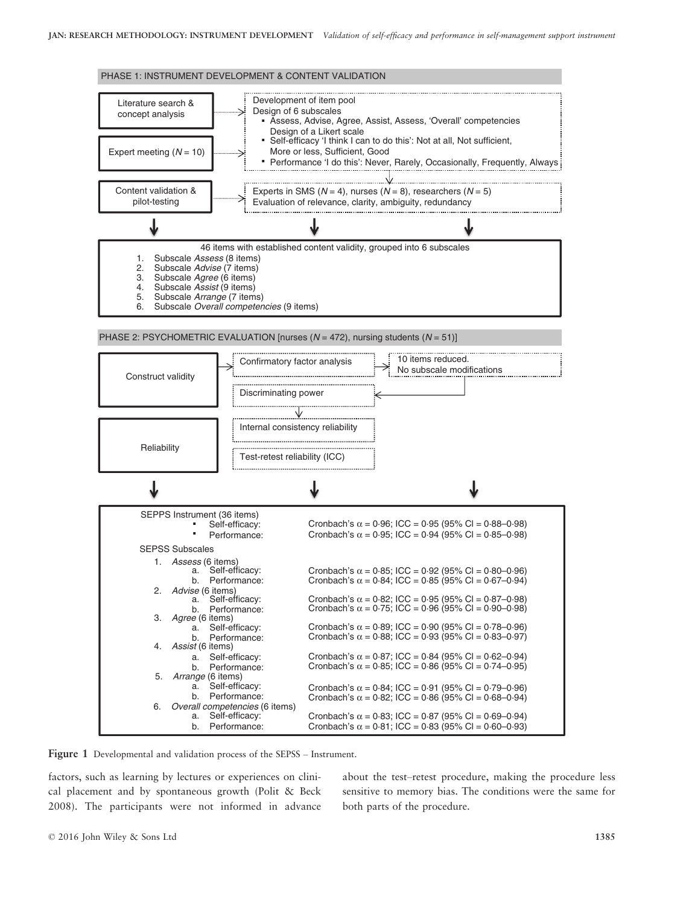PHASE 1: INSTRUMENT DEVELOPMENT & CONTENT VALIDATION

- **Literature search & concept analysis** → Development of item pool; Design of 6 subscales
  - Assess, Advise, Agree, Assist, Assess, 'Overall' competencies
  - Design of a Likert scale
  - Self-efficacy 'I think I can to do this': Not at all, Not sufficient, More or less, Sufficient, Good
  - Performance 'I do this': Never, Rarely, Occasionally, Frequently, Always
- **Expert meeting** ($N = 10$)
- **Content validation & pilot-testing** → Experts in SMS ($N = 4$), nurses ($N = 8$), researchers ($N = 5$); Evaluation of relevance, clarity, ambiguity, redundancy

46 items with established content validity, grouped into 6 subscales

1. Subscale *Assess* (8 items)
2. Subscale *Advise* (7 items)
3. Subscale *Agree* (6 items)
4. Subscale *Assist* (9 items)
5. Subscale *Arrange* (7 items)
6. Subscale *Overall competencies* (9 items)

PHASE 2: PSYCHOMETRIC EVALUATION [nurses ($N = 472$), nursing students ($N = 51$)]

- **Construct validity** → Confirmatory factor analysis → 10 items reduced. No subscale modifications → Discriminating power
- **Reliability** → Internal consistency reliability; Test-retest reliability (ICC)

| | |
|---|---|
| SEPPS Instrument (36 items) | |
| ▪ Self-efficacy: | Cronbach's α = 0·96; ICC = 0·95 (95% CI = 0·88–0·98) |
| ▪ Performance: | Cronbach's α = 0·95; ICC = 0·94 (95% CI = 0·85–0·98) |
| SEPSS Subscales | |
| 1. *Assess* (6 items) | |
| a. Self-efficacy: | Cronbach's α = 0·85; ICC = 0·92 (95% CI = 0·80–0·96) |
| b. Performance: | Cronbach's α = 0·84; ICC = 0·85 (95% CI = 0·67–0·94) |
| 2. *Advise* (6 items) | |
| a. Self-efficacy: | Cronbach's α = 0·82; ICC = 0·95 (95% CI = 0·87–0·98) |
| b. Performance: | Cronbach's α = 0·75; ICC = 0·96 (95% CI = 0·90–0·98) |
| 3. *Agree* (6 items) | |
| a. Self-efficacy: | Cronbach's α = 0·89; ICC = 0·90 (95% CI = 0·78–0·96) |
| b. Performance: | Cronbach's α = 0·88; ICC = 0·93 (95% CI = 0·83–0·97) |
| 4. *Assist* (6 items) | |
| a. Self-efficacy: | Cronbach's α = 0·87; ICC = 0·84 (95% CI = 0·62–0·94) |
| b. Performance: | Cronbach's α = 0·85; ICC = 0·86 (95% CI = 0·74–0·95) |
| 5. *Arrange* (6 items) | |
| a. Self-efficacy: | Cronbach's α = 0·84; ICC = 0·91 (95% CI = 0·79–0·96) |
| b. Performance: | Cronbach's α = 0·82; ICC = 0·86 (95% CI = 0·68–0·94) |
| 6. *Overall competencies* (6 items) | |
| a. Self-efficacy: | Cronbach's α = 0·83; ICC = 0·87 (95% CI = 0·69–0·94) |
| b. Performance: | Cronbach's α = 0·81; ICC = 0·83 (95% CI = 0·60–0·93) |

**Figure 1** Developmental and validation process of the SEPSS – Instrument.

factors, such as learning by lectures or experiences on clinical placement and by spontaneous growth (Polit & Beck 2008). The participants were not informed in advance about the test–retest procedure, making the procedure less sensitive to memory bias. The conditions were the same for both parts of the procedure.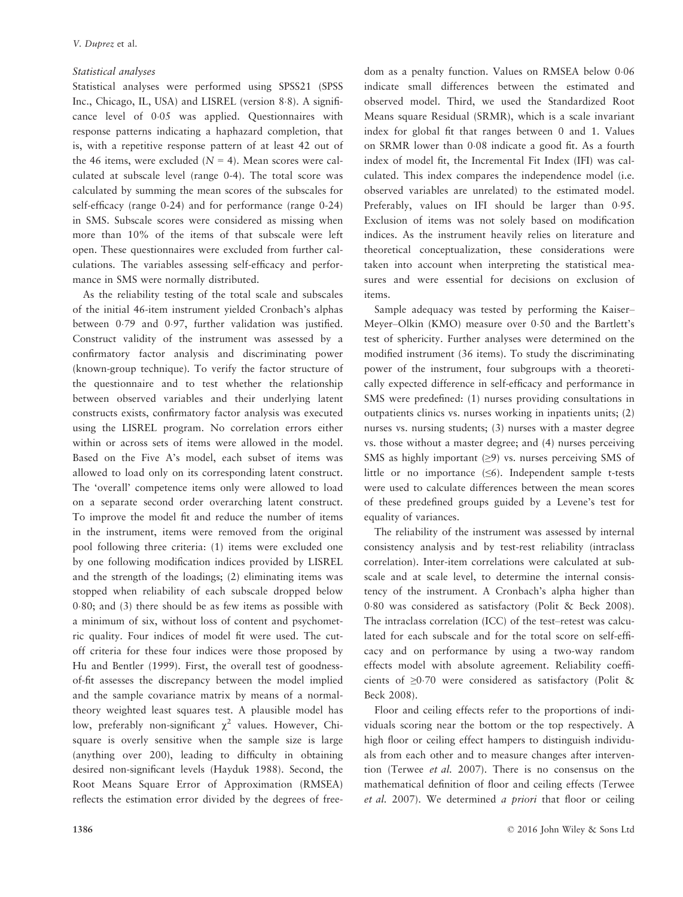#### *Statistical analyses*

Statistical analyses were performed using SPSS21 (SPSS Inc., Chicago, IL, USA) and LISREL (version 8·8). A significance level of 0·05 was applied. Questionnaires with response patterns indicating a haphazard completion, that is, with a repetitive response pattern of at least 42 out of the 46 items, were excluded ($N = 4$). Mean scores were calculated at subscale level (range 0-4). The total score was calculated by summing the mean scores of the subscales for self-efficacy (range 0-24) and for performance (range 0-24) in SMS. Subscale scores were considered as missing when more than 10% of the items of that subscale were left open. These questionnaires were excluded from further calculations. The variables assessing self-efficacy and performance in SMS were normally distributed.

As the reliability testing of the total scale and subscales of the initial 46-item instrument yielded Cronbach's alphas between 0·79 and 0·97, further validation was justified. Construct validity of the instrument was assessed by a confirmatory factor analysis and discriminating power (known-group technique). To verify the factor structure of the questionnaire and to test whether the relationship between observed variables and their underlying latent constructs exists, confirmatory factor analysis was executed using the LISREL program. No correlation errors either within or across sets of items were allowed in the model. Based on the Five A's model, each subset of items was allowed to load only on its corresponding latent construct. The 'overall' competence items only were allowed to load on a separate second order overarching latent construct. To improve the model fit and reduce the number of items in the instrument, items were removed from the original pool following three criteria: (1) items were excluded one by one following modification indices provided by LISREL and the strength of the loadings; (2) eliminating items was stopped when reliability of each subscale dropped below 0·80; and (3) there should be as few items as possible with a minimum of six, without loss of content and psychometric quality. Four indices of model fit were used. The cut-off criteria for these four indices were those proposed by Hu and Bentler (1999). First, the overall test of goodness-of-fit assesses the discrepancy between the model implied and the sample covariance matrix by means of a normal-theory weighted least squares test. A plausible model has low, preferably non-significant $\chi^2$ values. However, Chi-square is overly sensitive when the sample size is large (anything over 200), leading to difficulty in obtaining desired non-significant levels (Hayduk 1988). Second, the Root Means Square Error of Approximation (RMSEA) reflects the estimation error divided by the degrees of freedom as a penalty function. Values on RMSEA below 0·06 indicate small differences between the estimated and observed model. Third, we used the Standardized Root Means square Residual (SRMR), which is a scale invariant index for global fit that ranges between 0 and 1. Values on SRMR lower than 0·08 indicate a good fit. As a fourth index of model fit, the Incremental Fit Index (IFI) was calculated. This index compares the independence model (i.e. observed variables are unrelated) to the estimated model. Preferably, values on IFI should be larger than 0·95. Exclusion of items was not solely based on modification indices. As the instrument heavily relies on literature and theoretical conceptualization, these considerations were taken into account when interpreting the statistical measures and were essential for decisions on exclusion of items.

Sample adequacy was tested by performing the Kaiser–Meyer–Olkin (KMO) measure over 0·50 and the Bartlett's test of sphericity. Further analyses were determined on the modified instrument (36 items). To study the discriminating power of the instrument, four subgroups with a theoretically expected difference in self-efficacy and performance in SMS were predefined: (1) nurses providing consultations in outpatients clinics vs. nurses working in inpatients units; (2) nurses vs. nursing students; (3) nurses with a master degree vs. those without a master degree; and (4) nurses perceiving SMS as highly important ($\geq$9) vs. nurses perceiving SMS of little or no importance ($\leq$6). Independent sample t-tests were used to calculate differences between the mean scores of these predefined groups guided by a Levene's test for equality of variances.

The reliability of the instrument was assessed by internal consistency analysis and by test-rest reliability (intraclass correlation). Inter-item correlations were calculated at subscale and at scale level, to determine the internal consistency of the instrument. A Cronbach's alpha higher than 0·80 was considered as satisfactory (Polit & Beck 2008). The intraclass correlation (ICC) of the test–retest was calculated for each subscale and for the total score on self-efficacy and on performance by using a two-way random effects model with absolute agreement. Reliability coefficients of $\geq$0·70 were considered as satisfactory (Polit & Beck 2008).

Floor and ceiling effects refer to the proportions of individuals scoring near the bottom or the top respectively. A high floor or ceiling effect hampers to distinguish individuals from each other and to measure changes after intervention (Terwee *et al.* 2007). There is no consensus on the mathematical definition of floor and ceiling effects (Terwee *et al.* 2007). We determined *a priori* that floor or ceiling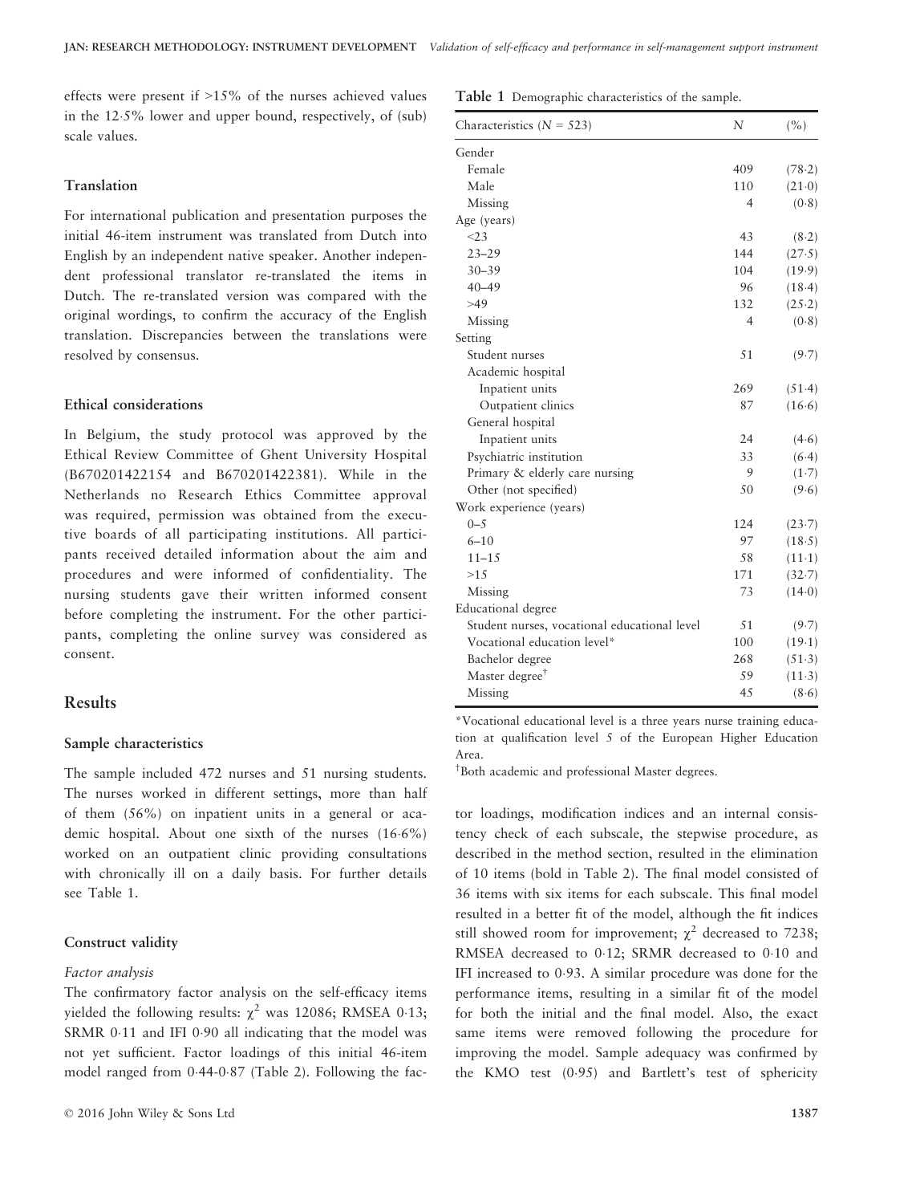effects were present if >15% of the nurses achieved values in the 12·5% lower and upper bound, respectively, of (sub) scale values.

### Translation

For international publication and presentation purposes the initial 46-item instrument was translated from Dutch into English by an independent native speaker. Another independent professional translator re-translated the items in Dutch. The re-translated version was compared with the original wordings, to confirm the accuracy of the English translation. Discrepancies between the translations were resolved by consensus.

### Ethical considerations

In Belgium, the study protocol was approved by the Ethical Review Committee of Ghent University Hospital (B670201422154 and B670201422381). While in the Netherlands no Research Ethics Committee approval was required, permission was obtained from the executive boards of all participating institutions. All participants received detailed information about the aim and procedures and were informed of confidentiality. The nursing students gave their written informed consent before completing the instrument. For the other participants, completing the online survey was considered as consent.

## Results

### Sample characteristics

The sample included 472 nurses and 51 nursing students. The nurses worked in different settings, more than half of them (56%) on inpatient units in a general or academic hospital. About one sixth of the nurses (16·6%) worked on an outpatient clinic providing consultations with chronically ill on a daily basis. For further details see Table 1.

**Table 1** Demographic characteristics of the sample.

| Characteristics ($N$ = 523) | $N$ | (%) |
|---|---|---|
| Gender | | |
| Female | 409 | (78·2) |
| Male | 110 | (21·0) |
| Missing | 4 | (0·8) |
| Age (years) | | |
| <23 | 43 | (8·2) |
| 23–29 | 144 | (27·5) |
| 30–39 | 104 | (19·9) |
| 40–49 | 96 | (18·4) |
| >49 | 132 | (25·2) |
| Missing | 4 | (0·8) |
| Setting | | |
| Student nurses | 51 | (9·7) |
| Academic hospital | | |
| Inpatient units | 269 | (51·4) |
| Outpatient clinics | 87 | (16·6) |
| General hospital | | |
| Inpatient units | 24 | (4·6) |
| Psychiatric institution | 33 | (6·4) |
| Primary & elderly care nursing | 9 | (1·7) |
| Other (not specified) | 50 | (9·6) |
| Work experience (years) | | |
| 0–5 | 124 | (23·7) |
| 6–10 | 97 | (18·5) |
| 11–15 | 58 | (11·1) |
| >15 | 171 | (32·7) |
| Missing | 73 | (14·0) |
| Educational degree | | |
| Student nurses, vocational educational level | 51 | (9·7) |
| Vocational education level* | 100 | (19·1) |
| Bachelor degree | 268 | (51·3) |
| Master degree† | 59 | (11·3) |
| Missing | 45 | (8·6) |

*Vocational educational level is a three years nurse training education at qualification level 5 of the European Higher Education Area.

†Both academic and professional Master degrees.

### Construct validity

#### Factor analysis

The confirmatory factor analysis on the self-efficacy items yielded the following results: $\chi^2$ was 12086; RMSEA 0·13; SRMR 0·11 and IFI 0·90 all indicating that the model was not yet sufficient. Factor loadings of this initial 46-item model ranged from 0·44-0·87 (Table 2). Following the factor loadings, modification indices and an internal consistency check of each subscale, the stepwise procedure, as described in the method section, resulted in the elimination of 10 items (bold in Table 2). The final model consisted of 36 items with six items for each subscale. This final model resulted in a better fit of the model, although the fit indices still showed room for improvement; $\chi^2$ decreased to 7238; RMSEA decreased to 0·12; SRMR decreased to 0·10 and IFI increased to 0·93. A similar procedure was done for the performance items, resulting in a similar fit of the model for both the initial and the final model. Also, the exact same items were removed following the procedure for improving the model. Sample adequacy was confirmed by the KMO test (0·95) and Bartlett's test of sphericity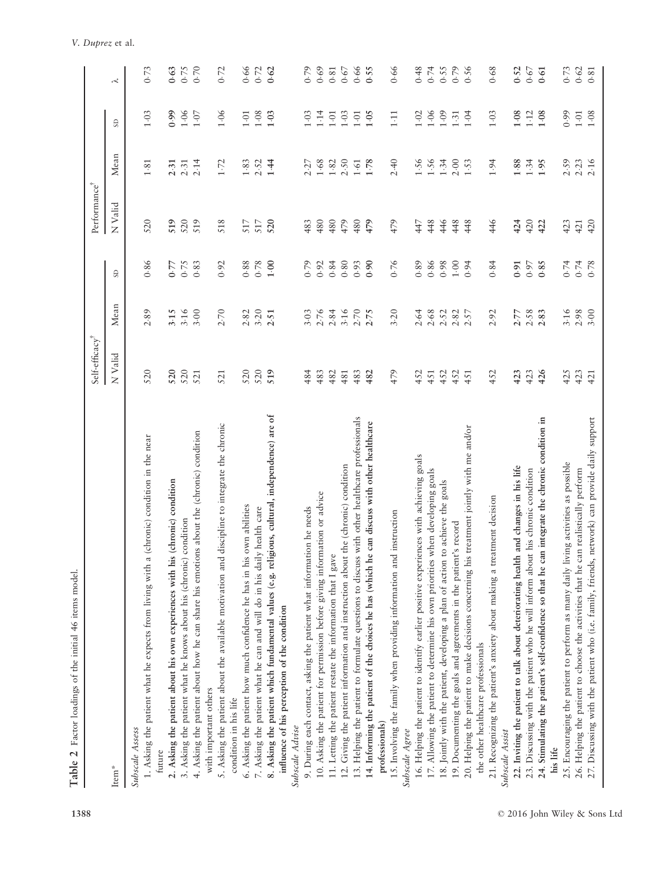**Table 2** Factor loadings of the initial 46 items model.

| Item* | Self-efficacy† | | | Performance† | | | λ |
|---|---|---|---|---|---|---|---|
| | N Valid | Mean | SD | N Valid | Mean | SD | |
| *Subscale Assess* | | | | | | | |
| 1. Asking the patient what he expects from living with a (chronic) condition in the near future | 520 | 2·89 | 0·86 | 520 | 1·81 | 1·03 | 0·73 |
| **2. Asking the patient about his own experiences with his (chronic) condition** | **520** | **3·15** | **0·77** | **519** | **2·31** | **0·99** | **0·63** |
| 3. Asking the patient what he knows about his (chronic) condition | 520 | 3·16 | 0·75 | 520 | 2·31 | 1·06 | 0·75 |
| 4. Asking the patient about how he can share his emotions about the (chronic) condition with important others | 521 | 3·00 | 0·83 | 519 | 2·14 | 1·07 | 0·70 |
| 5. Asking the patient about the available motivation and discipline to integrate the chronic condition in his life | 521 | 2·70 | 0·92 | 518 | 1·72 | 1·06 | 0·72 |
| 6. Asking the patient how much confidence he has in his own abilities | 520 | 2·82 | 0·88 | 517 | 1·83 | 1·01 | 0·66 |
| 7. Asking the patient what he can and will do in his daily health care | 520 | 3·20 | 0·78 | 517 | 2·52 | 1·08 | 0·72 |
| **8. Asking the patient which fundamental values (e.g. religious, cultural, independence) are of influence of his perception of the condition** | **519** | **2·51** | **1·00** | **520** | **1·44** | **1·03** | **0·62** |
| *Subscale Advise* | | | | | | | |
| 9. During each contact, asking the patient what information he needs | 484 | 3·03 | 0·79 | 483 | 2·27 | 1·03 | 0·79 |
| 10. Asking the patient for permission before giving information or advice | 483 | 2·76 | 0·92 | 480 | 1·68 | 1·14 | 0·69 |
| 11. Letting the patient restate the information that I gave | 482 | 2·84 | 0·84 | 480 | 1·82 | 1·01 | 0·81 |
| 12. Giving the patient information and instruction about the (chronic) condition | 481 | 3·16 | 0·80 | 479 | 2·50 | 1·03 | 0·67 |
| 13. Helping the patient to formulate questions to discuss with other healthcare professionals | 483 | 2·70 | 0·93 | 480 | 1·61 | 1·01 | 0·66 |
| **14. Informing the patient of the choices he has (which he can discuss with other healthcare professionals)** | **482** | **2·75** | **0·90** | **479** | **1·78** | **1·05** | **0·55** |
| 15. Involving the family when providing information and instruction | 479 | 3·20 | 0·76 | 479 | 2·40 | 1·11 | 0·66 |
| *Subscale Agree* | | | | | | | |
| 16. Helping the patient to identify earlier positive experiences with achieving goals | 452 | 2·64 | 0·89 | 447 | 1·56 | 1·02 | 0·48 |
| 17. Allowing the patient to determine his own priorities when developing goals | 451 | 2·68 | 0·86 | 448 | 1·56 | 1·06 | 0·74 |
| 18. Jointly with the patient, developing a plan of action to achieve the goals | 452 | 2·52 | 0·98 | 446 | 1·34 | 1·09 | 0·55 |
| 19. Documenting the goals and agreements in the patient's record | 452 | 2·82 | 1·00 | 448 | 2·00 | 1·31 | 0·79 |
| 20. Helping the patient to make decisions concerning his treatment jointly with me and/or the other healthcare professionals | 451 | 2·57 | 0·94 | 448 | 1·53 | 1·04 | 0·56 |
| 21. Recognizing the patient's anxiety about making a treatment decision | 452 | 2·92 | 0·84 | 446 | 1·94 | 1·03 | 0·68 |
| *Subscale Assist* | | | | | | | |
| **22. Inviting the patient to talk about deteriorating health and changes in his life** | **423** | **2·77** | **0·91** | **424** | **1·88** | **1·08** | **0·52** |
| 23. Discussing with the patient who he will inform about his chronic condition | 423 | 2·58 | 0·97 | 420 | 1·34 | 1·12 | 0·67 |
| **24. Stimulating the patient's self-confidence so that he can integrate the chronic condition in his life** | **426** | **2·83** | **0·85** | **422** | **1·95** | **1·08** | **0·61** |
| 25. Encouraging the patient to perform as many daily living activities as possible | 425 | 3·16 | 0·74 | 423 | 2·59 | 0·99 | 0·73 |
| 26. Helping the patient to choose the activities that he can realistically perform | 423 | 2·98 | 0·74 | 421 | 2·23 | 1·01 | 0·62 |
| 27. Discussing with the patient who (i.e. family, friends, network) can provide daily support | 421 | 3·00 | 0·78 | 420 | 2·16 | 1·08 | 0·81 |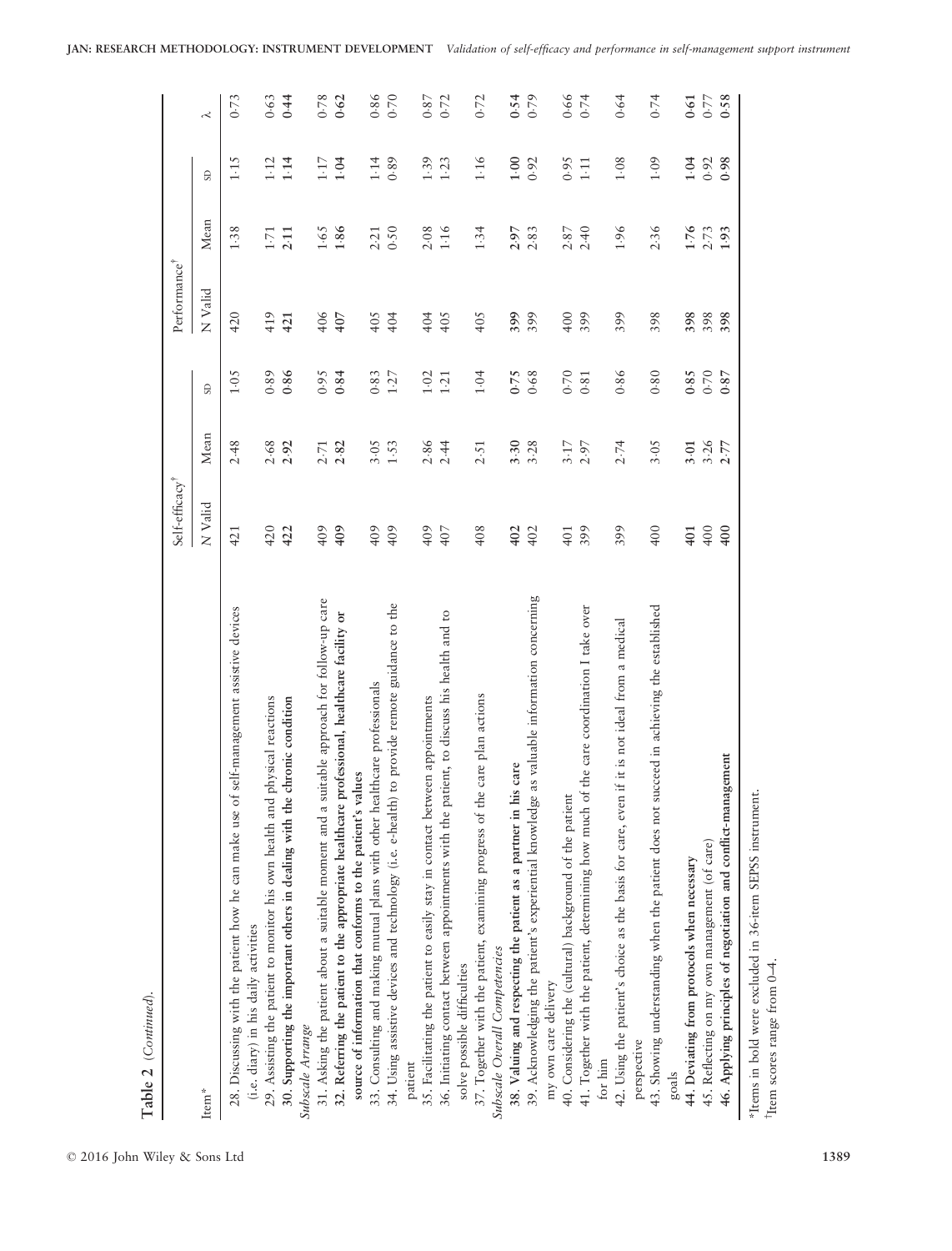**Table 2** (*Continued*).

| Item* | Self-efficacy† | | | Performance† | | | |
|---|---|---|---|---|---|---|---|
| | N Valid | Mean | SD | N Valid | Mean | SD | λ |
| 28. Discussing with the patient how he can make use of self-management assistive devices (i.e. diary) in his daily activities | 421 | 2·48 | 1·05 | 420 | 1·38 | 1·15 | 0·73 |
| 29. Assisting the patient to monitor his own health and physical reactions | 420 | 2·68 | 0·89 | 419 | 1·71 | 1·12 | 0·63 |
| **30. Supporting the important others in dealing with the chronic condition** | **422** | **2·92** | **0·86** | **421** | **2·11** | **1·14** | **0·44** |
| *Subscale Arrange* | | | | | | | |
| 31. Asking the patient about a suitable moment and a suitable approach for follow-up care | 409 | 2·71 | 0·95 | 406 | 1·65 | 1·17 | 0·78 |
| **32. Referring the patient to the appropriate healthcare professional, healthcare facility or source of information that conforms to the patient's values** | **409** | **2·82** | **0·84** | **407** | **1·86** | **1·04** | **0·62** |
| 33. Consulting and making mutual plans with other healthcare professionals | 409 | 3·05 | 0·83 | 405 | 2·21 | 1·14 | 0·86 |
| 34. Using assistive devices and technology (i.e. e-health) to provide remote guidance to the patient | 409 | 1·53 | 1·27 | 404 | 0·50 | 0·89 | 0·70 |
| 35. Facilitating the patient to easily stay in contact between appointments | 409 | 2·86 | 1·02 | 404 | 2·08 | 1·39 | 0·87 |
| 36. Initiating contact between appointments with the patient, to discuss his health and to solve possible difficulties | 407 | 2·44 | 1·21 | 405 | 1·16 | 1·23 | 0·72 |
| 37. Together with the patient, examining progress of the care plan actions | 408 | 2·51 | 1·04 | 405 | 1·34 | 1·16 | 0·72 |
| *Subscale Overall Competencies* | | | | | | | |
| **38. Valuing and respecting the patient as a partner in his care** | **402** | **3·30** | **0·75** | **399** | **2·97** | **1·00** | **0·54** |
| 39. Acknowledging the patient's experiential knowledge as valuable information concerning my own care delivery | 402 | 3·28 | 0·68 | 399 | 2·83 | 0·92 | 0·79 |
| 40. Considering the (cultural) background of the patient | 401 | 3·17 | 0·70 | 400 | 2·87 | 0·95 | 0·66 |
| 41. Together with the patient, determining how much of the care coordination I take over for him | 399 | 2·97 | 0·81 | 399 | 2·40 | 1·11 | 0·74 |
| 42. Using the patient's choice as the basis for care, even if it is not ideal from a medical perspective | 399 | 2·74 | 0·86 | 399 | 1·96 | 1·08 | 0·64 |
| 43. Showing understanding when the patient does not succeed in achieving the established goals | 400 | 3·05 | 0·80 | 398 | 2·36 | 1·09 | 0·74 |
| **44. Deviating from protocols when necessary** | **401** | **3·01** | **0·85** | **398** | **1·76** | **1·04** | **0·61** |
| 45. Reflecting on my own management (of care) | 400 | 3·26 | 0·70 | 398 | 2·73 | 0·92 | 0·77 |
| **46. Applying principles of negotiation and conflict-management** | **400** | **2·77** | **0·87** | **398** | **1·93** | **0·98** | **0·58** |

*Items in bold were excluded in 36-item SEPSS instrument.
†Item scores range from 0–4.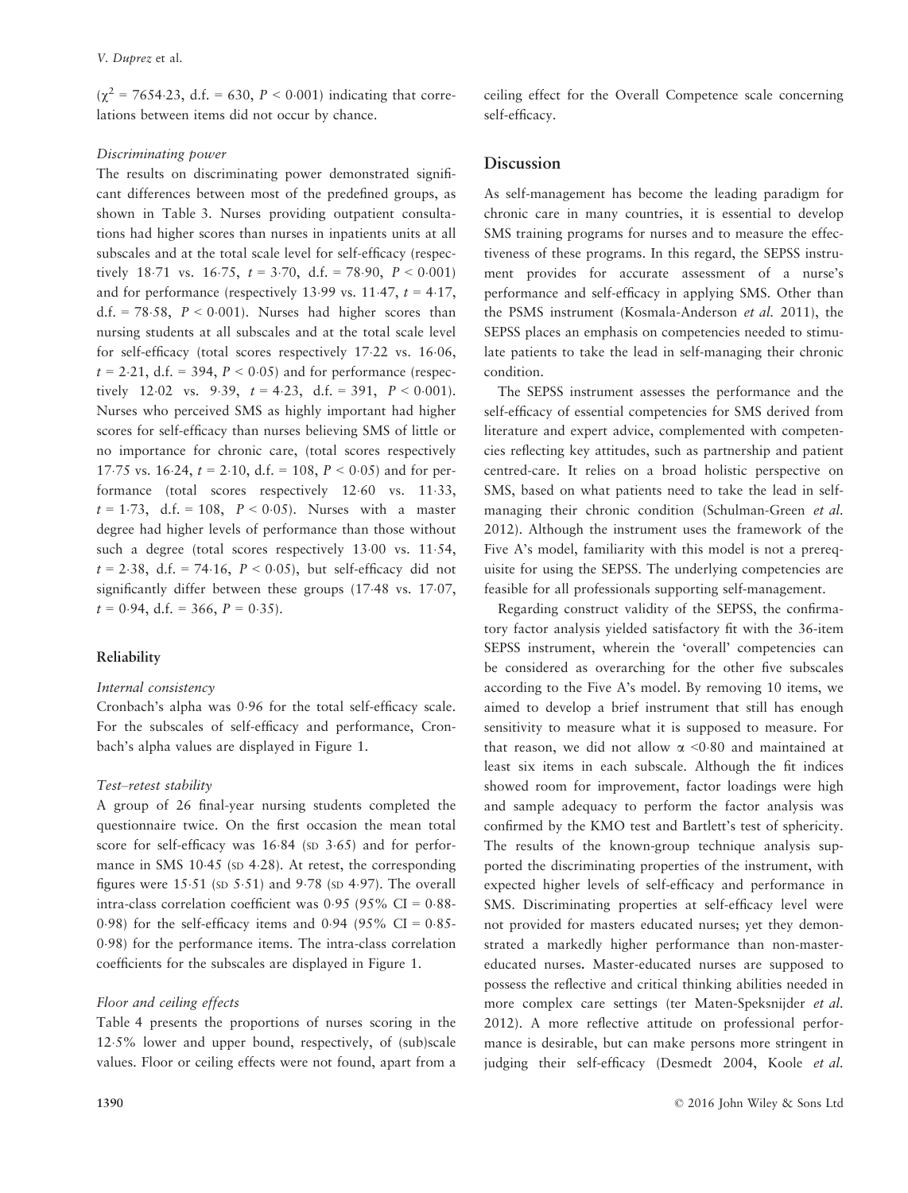($\chi^2 = 7654{\cdot}23$, d.f. = 630, $P < 0{\cdot}001$) indicating that correlations between items did not occur by chance.

#### *Discriminating power*

The results on discriminating power demonstrated significant differences between most of the predefined groups, as shown in Table 3. Nurses providing outpatient consultations had higher scores than nurses in inpatients units at all subscales and at the total scale level for self-efficacy (respectively 18·71 vs. 16·75, $t = 3{\cdot}70$, d.f. = 78·90, $P < 0{\cdot}001$) and for performance (respectively 13·99 vs. 11·47, $t = 4{\cdot}17$, d.f. = 78·58, $P < 0{\cdot}001$). Nurses had higher scores than nursing students at all subscales and at the total scale level for self-efficacy (total scores respectively 17·22 vs. 16·06, $t = 2{\cdot}21$, d.f. = 394, $P < 0{\cdot}05$) and for performance (respectively 12·02 vs. 9·39, $t = 4{\cdot}23$, d.f. = 391, $P < 0{\cdot}001$). Nurses who perceived SMS as highly important had higher scores for self-efficacy than nurses believing SMS of little or no importance for chronic care, (total scores respectively 17·75 vs. 16·24, $t = 2{\cdot}10$, d.f. = 108, $P < 0{\cdot}05$) and for performance (total scores respectively 12·60 vs. 11·33, $t = 1{\cdot}73$, d.f. = 108, $P < 0{\cdot}05$). Nurses with a master degree had higher levels of performance than those without such a degree (total scores respectively 13·00 vs. 11·54, $t = 2{\cdot}38$, d.f. = 74·16, $P < 0{\cdot}05$), but self-efficacy did not significantly differ between these groups (17·48 vs. 17·07, $t = 0{\cdot}94$, d.f. = 366, $P = 0{\cdot}35$).

### Reliability

#### *Internal consistency*

Cronbach's alpha was 0·96 for the total self-efficacy scale. For the subscales of self-efficacy and performance, Cronbach's alpha values are displayed in Figure 1.

#### *Test–retest stability*

A group of 26 final-year nursing students completed the questionnaire twice. On the first occasion the mean total score for self-efficacy was 16·84 (SD 3·65) and for performance in SMS 10·45 (SD 4·28). At retest, the corresponding figures were 15·51 (SD 5·51) and 9·78 (SD 4·97). The overall intra-class correlation coefficient was 0·95 (95% CI = 0·88-0·98) for the self-efficacy items and 0·94 (95% CI = 0·85-0·98) for the performance items. The intra-class correlation coefficients for the subscales are displayed in Figure 1.

#### *Floor and ceiling effects*

Table 4 presents the proportions of nurses scoring in the 12·5% lower and upper bound, respectively, of (sub)scale values. Floor or ceiling effects were not found, apart from a ceiling effect for the Overall Competence scale concerning self-efficacy.

## Discussion

As self-management has become the leading paradigm for chronic care in many countries, it is essential to develop SMS training programs for nurses and to measure the effectiveness of these programs. In this regard, the SEPSS instrument provides for accurate assessment of a nurse's performance and self-efficacy in applying SMS. Other than the PSMS instrument (Kosmala-Anderson *et al.* 2011), the SEPSS places an emphasis on competencies needed to stimulate patients to take the lead in self-managing their chronic condition.

The SEPSS instrument assesses the performance and the self-efficacy of essential competencies for SMS derived from literature and expert advice, complemented with competencies reflecting key attitudes, such as partnership and patient centred-care. It relies on a broad holistic perspective on SMS, based on what patients need to take the lead in self-managing their chronic condition (Schulman-Green *et al.* 2012). Although the instrument uses the framework of the Five A's model, familiarity with this model is not a prerequisite for using the SEPSS. The underlying competencies are feasible for all professionals supporting self-management.

Regarding construct validity of the SEPSS, the confirmatory factor analysis yielded satisfactory fit with the 36-item SEPSS instrument, wherein the 'overall' competencies can be considered as overarching for the other five subscales according to the Five A's model. By removing 10 items, we aimed to develop a brief instrument that still has enough sensitivity to measure what it is supposed to measure. For that reason, we did not allow $\alpha < 0{\cdot}80$ and maintained at least six items in each subscale. Although the fit indices showed room for improvement, factor loadings were high and sample adequacy to perform the factor analysis was confirmed by the KMO test and Bartlett's test of sphericity. The results of the known-group technique analysis supported the discriminating properties of the instrument, with expected higher levels of self-efficacy and performance in SMS. Discriminating properties at self-efficacy level were not provided for masters educated nurses; yet they demonstrated a markedly higher performance than non-master-educated nurses. Master-educated nurses are supposed to possess the reflective and critical thinking abilities needed in more complex care settings (ter Maten-Speksnijder *et al.* 2012). A more reflective attitude on professional performance is desirable, but can make persons more stringent in judging their self-efficacy (Desmedt 2004, Koole *et al.*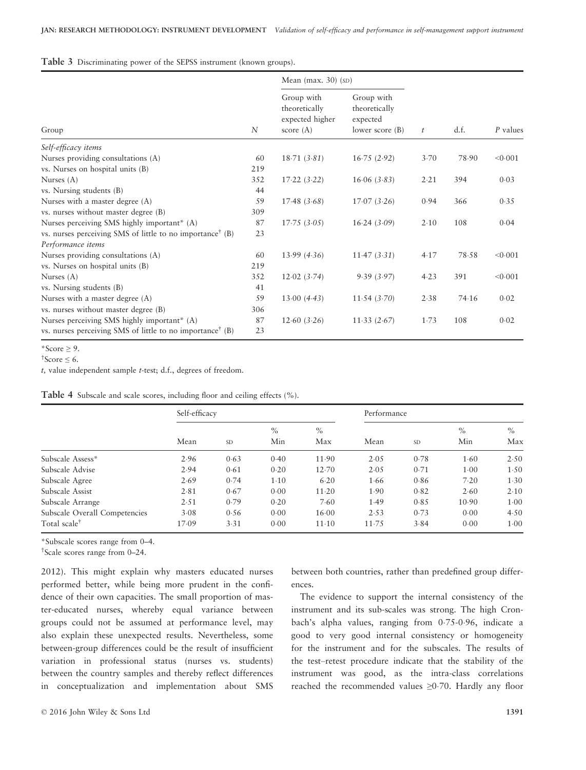**Table 3** Discriminating power of the SEPSS instrument (known groups).

| Group | N | Mean (max. 30) (SD) Group with theoretically expected higher score (A) | Group with theoretically expected lower score (B) | t | d.f. | P values |
|---|---|---|---|---|---|---|
| *Self-efficacy items* | | | | | | |
| Nurses providing consultations (A) | 60 | 18·71 (3·81) | 16·75 (2·92) | 3·70 | 78·90 | <0·001 |
| vs. Nurses on hospital units (B) | 219 | | | | | |
| Nurses (A) | 352 | 17·22 (3·22) | 16·06 (3·83) | 2·21 | 394 | 0·03 |
| vs. Nursing students (B) | 44 | | | | | |
| Nurses with a master degree (A) | 59 | 17·48 (3·68) | 17·07 (3·26) | 0·94 | 366 | 0·35 |
| vs. nurses without master degree (B) | 309 | | | | | |
| Nurses perceiving SMS highly important* (A) | 87 | 17·75 (3·05) | 16·24 (3·09) | 2·10 | 108 | 0·04 |
| vs. nurses perceiving SMS of little to no importance† (B) | 23 | | | | | |
| *Performance items* | | | | | | |
| Nurses providing consultations (A) | 60 | 13·99 (4·36) | 11·47 (3·31) | 4·17 | 78·58 | <0·001 |
| vs. Nurses on hospital units (B) | 219 | | | | | |
| Nurses (A) | 352 | 12·02 (3·74) | 9·39 (3·97) | 4·23 | 391 | <0·001 |
| vs. Nursing students (B) | 41 | | | | | |
| Nurses with a master degree (A) | 59 | 13·00 (4·43) | 11·54 (3·70) | 2·38 | 74·16 | 0·02 |
| vs. nurses without master degree (B) | 306 | | | | | |
| Nurses perceiving SMS highly important* (A) | 87 | 12·60 (3·26) | 11·33 (2·67) | 1·73 | 108 | 0·02 |
| vs. nurses perceiving SMS of little to no importance† (B) | 23 | | | | | |

*Score ≥ 9.

†Score ≤ 6.

*t*, value independent sample *t*-test; d.f., degrees of freedom.

**Table 4** Subscale and scale scores, including floor and ceiling effects (%).

| | Self-efficacy | | | | Performance | | | |
|---|---|---|---|---|---|---|---|---|
| | Mean | SD | % Min | % Max | Mean | SD | % Min | % Max |
| Subscale Assess* | 2·96 | 0·63 | 0·40 | 11·90 | 2·05 | 0·78 | 1·60 | 2·50 |
| Subscale Advise | 2·94 | 0·61 | 0·20 | 12·70 | 2·05 | 0·71 | 1·00 | 1·50 |
| Subscale Agree | 2·69 | 0·74 | 1·10 | 6·20 | 1·66 | 0·86 | 7·20 | 1·30 |
| Subscale Assist | 2·81 | 0·67 | 0·00 | 11·20 | 1·90 | 0·82 | 2·60 | 2·10 |
| Subscale Arrange | 2·51 | 0·79 | 0·20 | 7·60 | 1·49 | 0·85 | 10·90 | 1·00 |
| Subscale Overall Competencies | 3·08 | 0·56 | 0·00 | 16·00 | 2·53 | 0·73 | 0·00 | 4·50 |
| Total scale† | 17·09 | 3·31 | 0·00 | 11·10 | 11·75 | 3·84 | 0·00 | 1·00 |

*Subscale scores range from 0–4.

†Scale scores range from 0–24.

2012). This might explain why masters educated nurses performed better, while being more prudent in the confidence of their own capacities. The small proportion of master-educated nurses, whereby equal variance between groups could not be assumed at performance level, may also explain these unexpected results. Nevertheless, some between-group differences could be the result of insufficient variation in professional status (nurses vs. students) between the country samples and thereby reflect differences in conceptualization and implementation about SMS between both countries, rather than predefined group differences.

The evidence to support the internal consistency of the instrument and its sub-scales was strong. The high Cronbach's alpha values, ranging from 0·75-0·96, indicate a good to very good internal consistency or homogeneity for the instrument and for the subscales. The results of the test–retest procedure indicate that the stability of the instrument was good, as the intra-class correlations reached the recommended values ≥0·70. Hardly any floor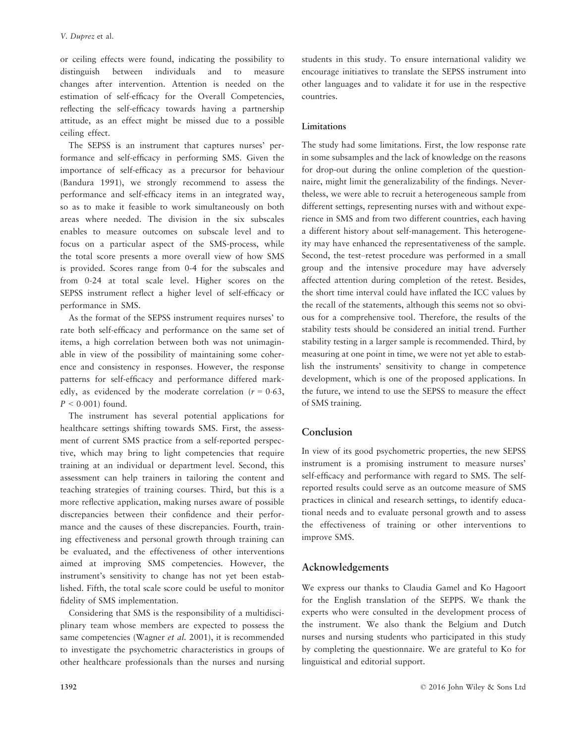or ceiling effects were found, indicating the possibility to distinguish between individuals and to measure changes after intervention. Attention is needed on the estimation of self-efficacy for the Overall Competencies, reflecting the self-efficacy towards having a partnership attitude, as an effect might be missed due to a possible ceiling effect.

The SEPSS is an instrument that captures nurses' performance and self-efficacy in performing SMS. Given the importance of self-efficacy as a precursor for behaviour (Bandura 1991), we strongly recommend to assess the performance and self-efficacy items in an integrated way, so as to make it feasible to work simultaneously on both areas where needed. The division in the six subscales enables to measure outcomes on subscale level and to focus on a particular aspect of the SMS-process, while the total score presents a more overall view of how SMS is provided. Scores range from 0-4 for the subscales and from 0-24 at total scale level. Higher scores on the SEPSS instrument reflect a higher level of self-efficacy or performance in SMS.

As the format of the SEPSS instrument requires nurses' to rate both self-efficacy and performance on the same set of items, a high correlation between both was not unimaginable in view of the possibility of maintaining some coherence and consistency in responses. However, the response patterns for self-efficacy and performance differed markedly, as evidenced by the moderate correlation ($r = 0{\cdot}63$, $P < 0{\cdot}001$) found.

The instrument has several potential applications for healthcare settings shifting towards SMS. First, the assessment of current SMS practice from a self-reported perspective, which may bring to light competencies that require training at an individual or department level. Second, this assessment can help trainers in tailoring the content and teaching strategies of training courses. Third, but this is a more reflective application, making nurses aware of possible discrepancies between their confidence and their performance and the causes of these discrepancies. Fourth, training effectiveness and personal growth through training can be evaluated, and the effectiveness of other interventions aimed at improving SMS competencies. However, the instrument's sensitivity to change has not yet been established. Fifth, the total scale score could be useful to monitor fidelity of SMS implementation.

Considering that SMS is the responsibility of a multidisciplinary team whose members are expected to possess the same competencies (Wagner *et al.* 2001), it is recommended to investigate the psychometric characteristics in groups of other healthcare professionals than the nurses and nursing students in this study. To ensure international validity we encourage initiatives to translate the SEPSS instrument into other languages and to validate it for use in the respective countries.

### Limitations

The study had some limitations. First, the low response rate in some subsamples and the lack of knowledge on the reasons for drop-out during the online completion of the questionnaire, might limit the generalizability of the findings. Nevertheless, we were able to recruit a heterogeneous sample from different settings, representing nurses with and without experience in SMS and from two different countries, each having a different history about self-management. This heterogeneity may have enhanced the representativeness of the sample. Second, the test–retest procedure was performed in a small group and the intensive procedure may have adversely affected attention during completion of the retest. Besides, the short time interval could have inflated the ICC values by the recall of the statements, although this seems not so obvious for a comprehensive tool. Therefore, the results of the stability tests should be considered an initial trend. Further stability testing in a larger sample is recommended. Third, by measuring at one point in time, we were not yet able to establish the instruments' sensitivity to change in competence development, which is one of the proposed applications. In the future, we intend to use the SEPSS to measure the effect of SMS training.

## Conclusion

In view of its good psychometric properties, the new SEPSS instrument is a promising instrument to measure nurses' self-efficacy and performance with regard to SMS. The self-reported results could serve as an outcome measure of SMS practices in clinical and research settings, to identify educational needs and to evaluate personal growth and to assess the effectiveness of training or other interventions to improve SMS.

## Acknowledgements

We express our thanks to Claudia Gamel and Ko Hagoort for the English translation of the SEPPS. We thank the experts who were consulted in the development process of the instrument. We also thank the Belgium and Dutch nurses and nursing students who participated in this study by completing the questionnaire. We are grateful to Ko for linguistical and editorial support.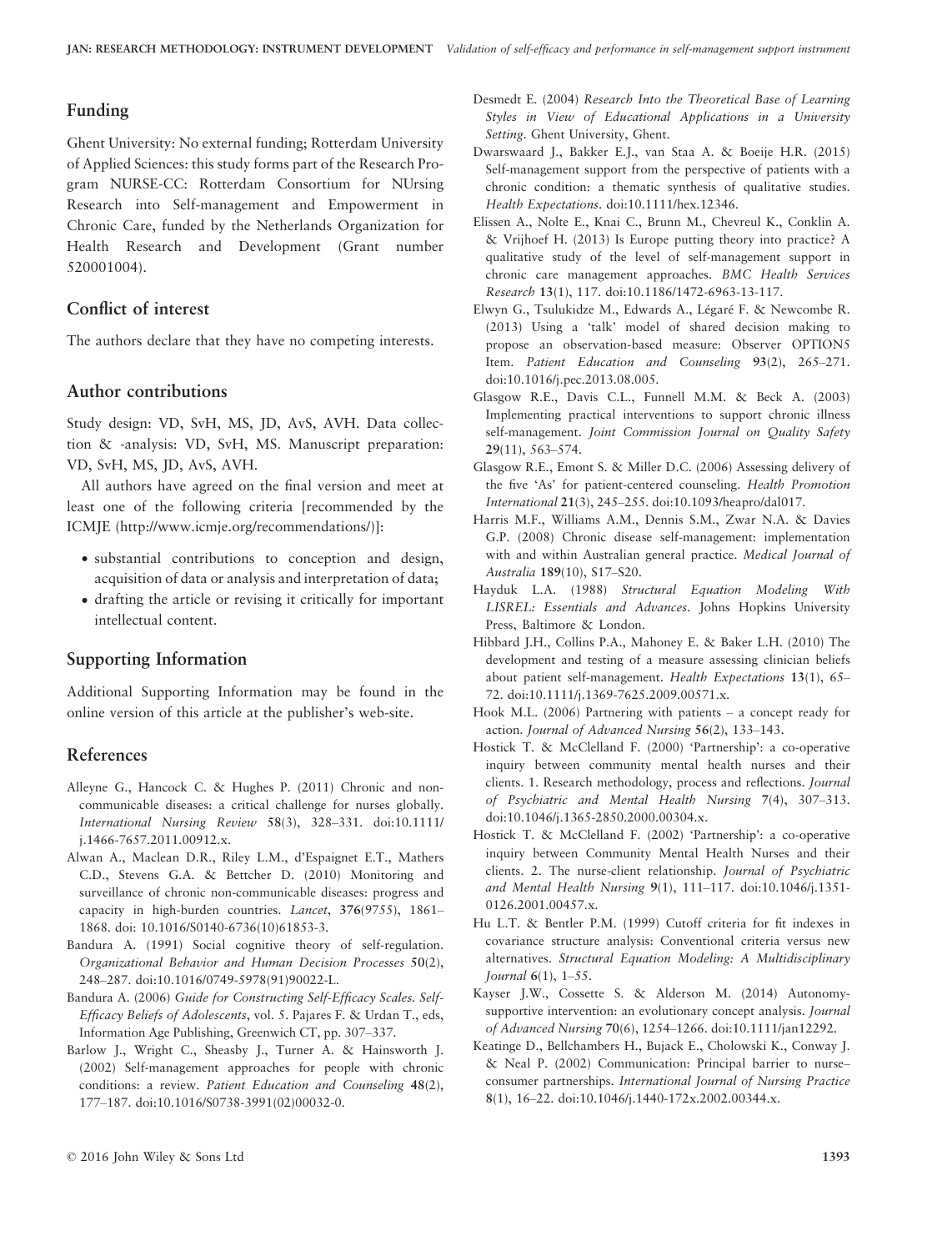## Funding

Ghent University: No external funding; Rotterdam University of Applied Sciences: this study forms part of the Research Program NURSE-CC: Rotterdam Consortium for NUrsing Research into Self-management and Empowerment in Chronic Care, funded by the Netherlands Organization for Health Research and Development (Grant number 520001004).

## Conflict of interest

The authors declare that they have no competing interests.

## Author contributions

Study design: VD, SvH, MS, JD, AvS, AVH. Data collection & -analysis: VD, SvH, MS. Manuscript preparation: VD, SvH, MS, JD, AvS, AVH.

All authors have agreed on the final version and meet at least one of the following criteria [recommended by the ICMJE (http://www.icmje.org/recommendations/)]:

- substantial contributions to conception and design, acquisition of data or analysis and interpretation of data;
- drafting the article or revising it critically for important intellectual content.

## Supporting Information

Additional Supporting Information may be found in the online version of this article at the publisher's web-site.

## References

Alleyne G., Hancock C. & Hughes P. (2011) Chronic and non-communicable diseases: a critical challenge for nurses globally. *International Nursing Review* **58**(3), 328–331. doi:10.1111/j.1466-7657.2011.00912.x.

Alwan A., Maclean D.R., Riley L.M., d'Espaignet E.T., Mathers C.D., Stevens G.A. & Bettcher D. (2010) Monitoring and surveillance of chronic non-communicable diseases: progress and capacity in high-burden countries. *Lancet*, **376**(9755), 1861–1868. doi: 10.1016/S0140-6736(10)61853-3.

Bandura A. (1991) Social cognitive theory of self-regulation. *Organizational Behavior and Human Decision Processes* **50**(2), 248–287. doi:10.1016/0749-5978(91)90022-L.

Bandura A. (2006) *Guide for Constructing Self-Efficacy Scales. Self-Efficacy Beliefs of Adolescents*, vol. 5. Pajares F. & Urdan T., eds, Information Age Publishing, Greenwich CT, pp. 307–337.

Barlow J., Wright C., Sheasby J., Turner A. & Hainsworth J. (2002) Self-management approaches for people with chronic conditions: a review. *Patient Education and Counseling* **48**(2), 177–187. doi:10.1016/S0738-3991(02)00032-0.

Desmedt E. (2004) *Research Into the Theoretical Base of Learning Styles in View of Educational Applications in a University Setting*. Ghent University, Ghent.

Dwarswaard J., Bakker E.J., van Staa A. & Boeije H.R. (2015) Self-management support from the perspective of patients with a chronic condition: a thematic synthesis of qualitative studies. *Health Expectations*. doi:10.1111/hex.12346.

Elissen A., Nolte E., Knai C., Brunn M., Chevreul K., Conklin A. & Vrijhoef H. (2013) Is Europe putting theory into practice? A qualitative study of the level of self-management support in chronic care management approaches. *BMC Health Services Research* **13**(1), 117. doi:10.1186/1472-6963-13-117.

Elwyn G., Tsulukidze M., Edwards A., Légaré F. & Newcombe R. (2013) Using a 'talk' model of shared decision making to propose an observation-based measure: Observer OPTION5 Item. *Patient Education and Counseling* **93**(2), 265–271. doi:10.1016/j.pec.2013.08.005.

Glasgow R.E., Davis C.L., Funnell M.M. & Beck A. (2003) Implementing practical interventions to support chronic illness self-management. *Joint Commission Journal on Quality Safety* **29**(11), 563–574.

Glasgow R.E., Emont S. & Miller D.C. (2006) Assessing delivery of the five 'As' for patient-centered counseling. *Health Promotion International* **21**(3), 245–255. doi:10.1093/heapro/dal017.

Harris M.F., Williams A.M., Dennis S.M., Zwar N.A. & Davies G.P. (2008) Chronic disease self-management: implementation with and within Australian general practice. *Medical Journal of Australia* **189**(10), S17–S20.

Hayduk L.A. (1988) *Structural Equation Modeling With LISREL: Essentials and Advances*. Johns Hopkins University Press, Baltimore & London.

Hibbard J.H., Collins P.A., Mahoney E. & Baker L.H. (2010) The development and testing of a measure assessing clinician beliefs about patient self-management. *Health Expectations* **13**(1), 65–72. doi:10.1111/j.1369-7625.2009.00571.x.

Hook M.L. (2006) Partnering with patients – a concept ready for action. *Journal of Advanced Nursing* **56**(2), 133–143.

Hostick T. & McClelland F. (2000) 'Partnership': a co-operative inquiry between community mental health nurses and their clients. 1. Research methodology, process and reflections. *Journal of Psychiatric and Mental Health Nursing* **7**(4), 307–313. doi:10.1046/j.1365-2850.2000.00304.x.

Hostick T. & McClelland F. (2002) 'Partnership': a co-operative inquiry between Community Mental Health Nurses and their clients. 2. The nurse-client relationship. *Journal of Psychiatric and Mental Health Nursing* **9**(1), 111–117. doi:10.1046/j.1351-0126.2001.00457.x.

Hu L.T. & Bentler P.M. (1999) Cutoff criteria for fit indexes in covariance structure analysis: Conventional criteria versus new alternatives. *Structural Equation Modeling: A Multidisciplinary Journal* **6**(1), 1–55.

Kayser J.W., Cossette S. & Alderson M. (2014) Autonomy-supportive intervention: an evolutionary concept analysis. *Journal of Advanced Nursing* **70**(6), 1254–1266. doi:10.1111/jan12292.

Keatinge D., Bellchambers H., Bujack E., Cholowski K., Conway J. & Neal P. (2002) Communication: Principal barrier to nurse–consumer partnerships. *International Journal of Nursing Practice* **8**(1), 16–22. doi:10.1046/j.1440-172x.2002.00344.x.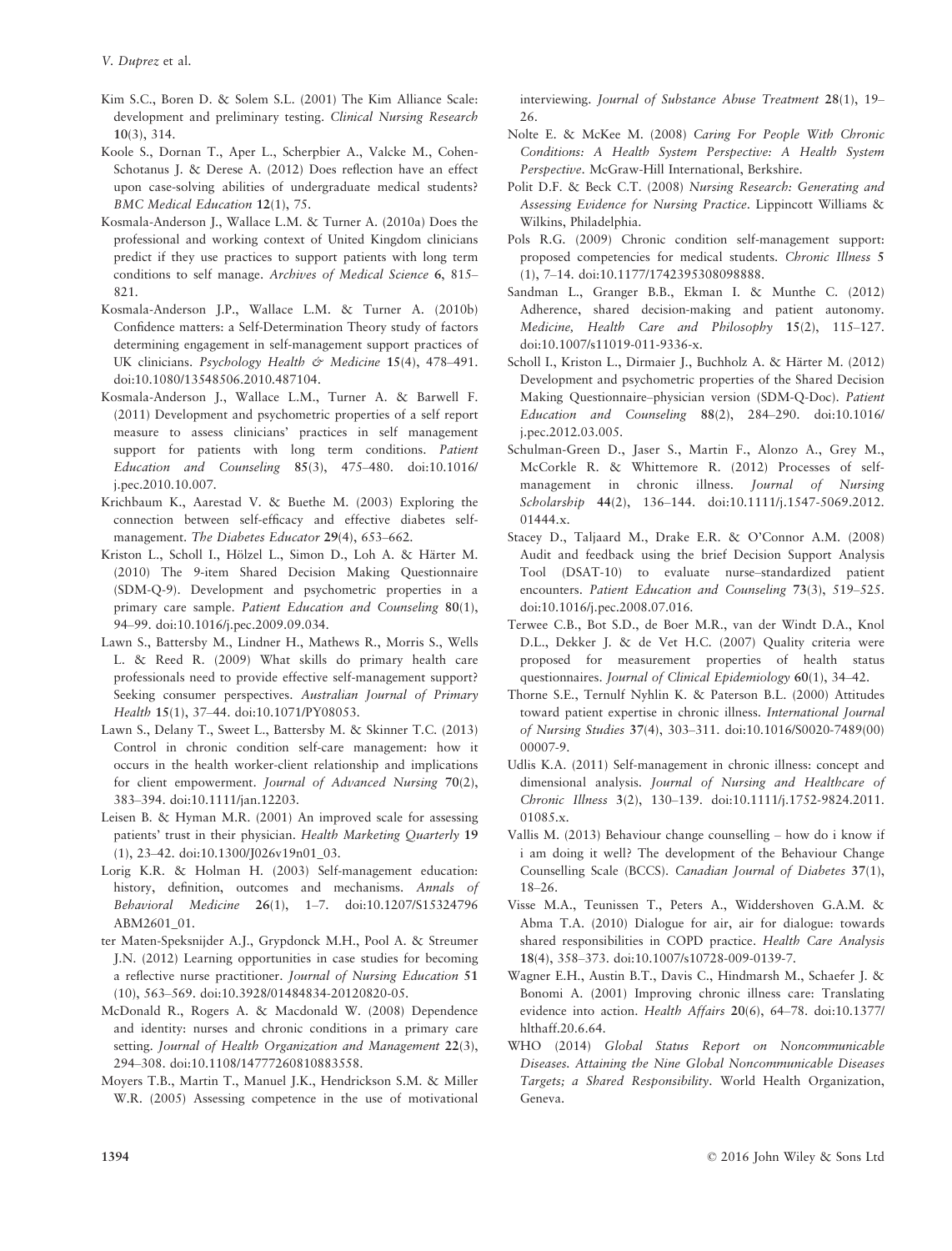Kim S.C., Boren D. & Solem S.L. (2001) The Kim Alliance Scale: development and preliminary testing. *Clinical Nursing Research* **10**(3), 314.

Koole S., Dornan T., Aper L., Scherpbier A., Valcke M., Cohen-Schotanus J. & Derese A. (2012) Does reflection have an effect upon case-solving abilities of undergraduate medical students? *BMC Medical Education* **12**(1), 75.

Kosmala-Anderson J., Wallace L.M. & Turner A. (2010a) Does the professional and working context of United Kingdom clinicians predict if they use practices to support patients with long term conditions to self manage. *Archives of Medical Science* **6**, 815–821.

Kosmala-Anderson J.P., Wallace L.M. & Turner A. (2010b) Confidence matters: a Self-Determination Theory study of factors determining engagement in self-management support practices of UK clinicians. *Psychology Health & Medicine* **15**(4), 478–491. doi:10.1080/13548506.2010.487104.

Kosmala-Anderson J., Wallace L.M., Turner A. & Barwell F. (2011) Development and psychometric properties of a self report measure to assess clinicians' practices in self management support for patients with long term conditions. *Patient Education and Counseling* **85**(3), 475–480. doi:10.1016/j.pec.2010.10.007.

Krichbaum K., Aarestad V. & Buethe M. (2003) Exploring the connection between self-efficacy and effective diabetes self-management. *The Diabetes Educator* **29**(4), 653–662.

Kriston L., Scholl I., Hölzel L., Simon D., Loh A. & Härter M. (2010) The 9-item Shared Decision Making Questionnaire (SDM-Q-9). Development and psychometric properties in a primary care sample. *Patient Education and Counseling* **80**(1), 94–99. doi:10.1016/j.pec.2009.09.034.

Lawn S., Battersby M., Lindner H., Mathews R., Morris S., Wells L. & Reed R. (2009) What skills do primary health care professionals need to provide effective self-management support? Seeking consumer perspectives. *Australian Journal of Primary Health* **15**(1), 37–44. doi:10.1071/PY08053.

Lawn S., Delany T., Sweet L., Battersby M. & Skinner T.C. (2013) Control in chronic condition self-care management: how it occurs in the health worker-client relationship and implications for client empowerment. *Journal of Advanced Nursing* **70**(2), 383–394. doi:10.1111/jan.12203.

Leisen B. & Hyman M.R. (2001) An improved scale for assessing patients' trust in their physician. *Health Marketing Quarterly* **19** (1), 23–42. doi:10.1300/J026v19n01_03.

Lorig K.R. & Holman H. (2003) Self-management education: history, definition, outcomes and mechanisms. *Annals of Behavioral Medicine* **26**(1), 1–7. doi:10.1207/S15324796ABM2601_01.

ter Maten-Speksnijder A.J., Grypdonck M.H., Pool A. & Streumer J.N. (2012) Learning opportunities in case studies for becoming a reflective nurse practitioner. *Journal of Nursing Education* **51** (10), 563–569. doi:10.3928/01484834-20120820-05.

McDonald R., Rogers A. & Macdonald W. (2008) Dependence and identity: nurses and chronic conditions in a primary care setting. *Journal of Health Organization and Management* **22**(3), 294–308. doi:10.1108/14777260810883558.

Moyers T.B., Martin T., Manuel J.K., Hendrickson S.M. & Miller W.R. (2005) Assessing competence in the use of motivational interviewing. *Journal of Substance Abuse Treatment* **28**(1), 19–26.

Nolte E. & McKee M. (2008) *Caring For People With Chronic Conditions: A Health System Perspective: A Health System Perspective*. McGraw-Hill International, Berkshire.

Polit D.F. & Beck C.T. (2008) *Nursing Research: Generating and Assessing Evidence for Nursing Practice*. Lippincott Williams & Wilkins, Philadelphia.

Pols R.G. (2009) Chronic condition self-management support: proposed competencies for medical students. *Chronic Illness* **5** (1), 7–14. doi:10.1177/1742395308098888.

Sandman L., Granger B.B., Ekman I. & Munthe C. (2012) Adherence, shared decision-making and patient autonomy. *Medicine, Health Care and Philosophy* **15**(2), 115–127. doi:10.1007/s11019-011-9336-x.

Scholl I., Kriston L., Dirmaier J., Buchholz A. & Härter M. (2012) Development and psychometric properties of the Shared Decision Making Questionnaire–physician version (SDM-Q-Doc). *Patient Education and Counseling* **88**(2), 284–290. doi:10.1016/j.pec.2012.03.005.

Schulman-Green D., Jaser S., Martin F., Alonzo A., Grey M., McCorkle R. & Whittemore R. (2012) Processes of self-management in chronic illness. *Journal of Nursing Scholarship* **44**(2), 136–144. doi:10.1111/j.1547-5069.2012.01444.x.

Stacey D., Taljaard M., Drake E.R. & O'Connor A.M. (2008) Audit and feedback using the brief Decision Support Analysis Tool (DSAT-10) to evaluate nurse–standardized patient encounters. *Patient Education and Counseling* **73**(3), 519–525. doi:10.1016/j.pec.2008.07.016.

Terwee C.B., Bot S.D., de Boer M.R., van der Windt D.A., Knol D.L., Dekker J. & de Vet H.C. (2007) Quality criteria were proposed for measurement properties of health status questionnaires. *Journal of Clinical Epidemiology* **60**(1), 34–42.

Thorne S.E., Ternulf Nyhlin K. & Paterson B.L. (2000) Attitudes toward patient expertise in chronic illness. *International Journal of Nursing Studies* **37**(4), 303–311. doi:10.1016/S0020-7489(00)00007-9.

Udlis K.A. (2011) Self-management in chronic illness: concept and dimensional analysis. *Journal of Nursing and Healthcare of Chronic Illness* **3**(2), 130–139. doi:10.1111/j.1752-9824.2011.01085.x.

Vallis M. (2013) Behaviour change counselling – how do i know if i am doing it well? The development of the Behaviour Change Counselling Scale (BCCS). *Canadian Journal of Diabetes* **37**(1), 18–26.

Visse M.A., Teunissen T., Peters A., Widdershoven G.A.M. & Abma T.A. (2010) Dialogue for air, air for dialogue: towards shared responsibilities in COPD practice. *Health Care Analysis* **18**(4), 358–373. doi:10.1007/s10728-009-0139-7.

Wagner E.H., Austin B.T., Davis C., Hindmarsh M., Schaefer J. & Bonomi A. (2001) Improving chronic illness care: Translating evidence into action. *Health Affairs* **20**(6), 64–78. doi:10.1377/hlthaff.20.6.64.

WHO (2014) *Global Status Report on Noncommunicable Diseases. Attaining the Nine Global Noncommunicable Diseases Targets; a Shared Responsibility*. World Health Organization, Geneva.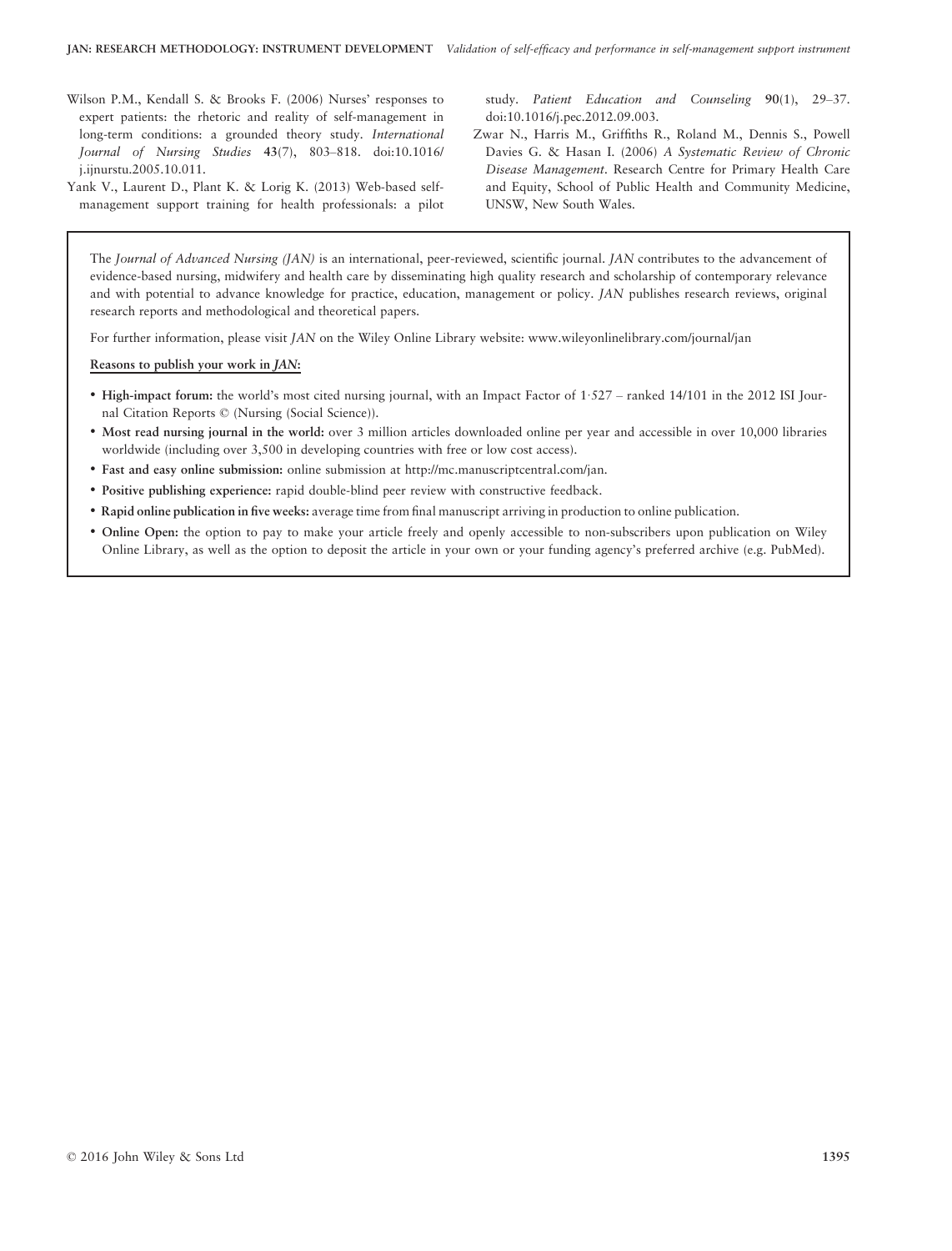Wilson P.M., Kendall S. & Brooks F. (2006) Nurses' responses to expert patients: the rhetoric and reality of self-management in long-term conditions: a grounded theory study. *International Journal of Nursing Studies* **43**(7), 803–818. doi:10.1016/j.ijnurstu.2005.10.011.

Yank V., Laurent D., Plant K. & Lorig K. (2013) Web-based self-management support training for health professionals: a pilot study. *Patient Education and Counseling* **90**(1), 29–37. doi:10.1016/j.pec.2012.09.003.

Zwar N., Harris M., Griffiths R., Roland M., Dennis S., Powell Davies G. & Hasan I. (2006) *A Systematic Review of Chronic Disease Management*. Research Centre for Primary Health Care and Equity, School of Public Health and Community Medicine, UNSW, New South Wales.

---

The *Journal of Advanced Nursing (JAN)* is an international, peer-reviewed, scientific journal. *JAN* contributes to the advancement of evidence-based nursing, midwifery and health care by disseminating high quality research and scholarship of contemporary relevance and with potential to advance knowledge for practice, education, management or policy. *JAN* publishes research reviews, original research reports and methodological and theoretical papers.

For further information, please visit *JAN* on the Wiley Online Library website: www.wileyonlinelibrary.com/journal/jan

**Reasons to publish your work in *JAN*:**

- **High-impact forum:** the world's most cited nursing journal, with an Impact Factor of 1·527 – ranked 14/101 in the 2012 ISI Journal Citation Reports © (Nursing (Social Science)).
- **Most read nursing journal in the world:** over 3 million articles downloaded online per year and accessible in over 10,000 libraries worldwide (including over 3,500 in developing countries with free or low cost access).
- **Fast and easy online submission:** online submission at http://mc.manuscriptcentral.com/jan.
- **Positive publishing experience:** rapid double-blind peer review with constructive feedback.
- **Rapid online publication in five weeks:** average time from final manuscript arriving in production to online publication.
- **Online Open:** the option to pay to make your article freely and openly accessible to non-subscribers upon publication on Wiley Online Library, as well as the option to deposit the article in your own or your funding agency's preferred archive (e.g. PubMed).